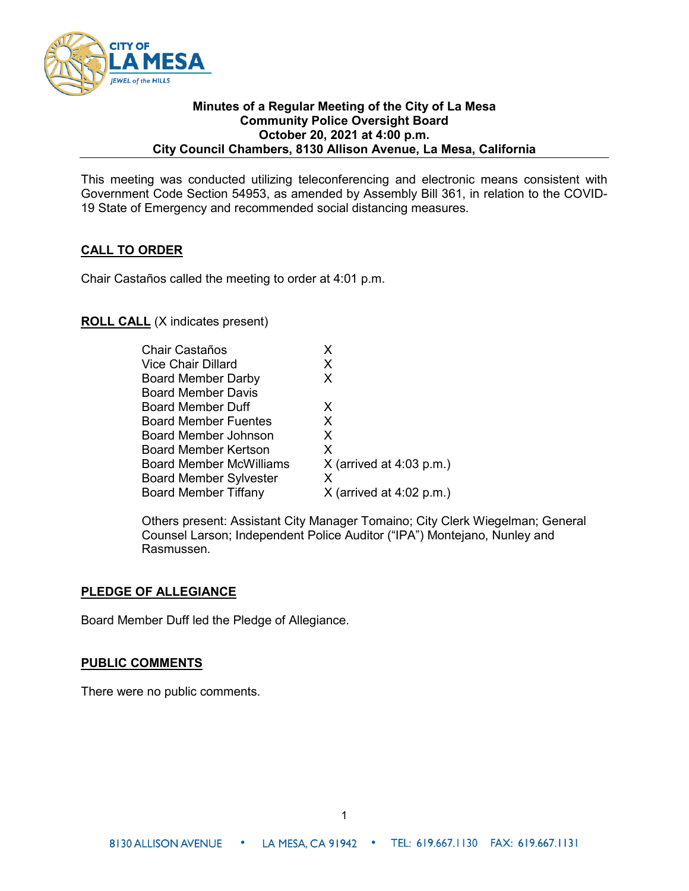**Minutes of a Regular Meeting of the City of La Mesa**
**Community Police Oversight Board**
**October 20, 2021 at 4:00 p.m.**
**City Council Chambers, 8130 Allison Avenue, La Mesa, California**

This meeting was conducted utilizing teleconferencing and electronic means consistent with Government Code Section 54953, as amended by Assembly Bill 361, in relation to the COVID-19 State of Emergency and recommended social distancing measures.

## CALL TO ORDER

Chair Castaños called the meeting to order at 4:01 p.m.

## ROLL CALL (X indicates present)

| | |
|---|---|
| Chair Castaños | X |
| Vice Chair Dillard | X |
| Board Member Darby | X |
| Board Member Davis | |
| Board Member Duff | X |
| Board Member Fuentes | X |
| Board Member Johnson | X |
| Board Member Kertson | X |
| Board Member McWilliams | X (arrived at 4:03 p.m.) |
| Board Member Sylvester | X |
| Board Member Tiffany | X (arrived at 4:02 p.m.) |

Others present: Assistant City Manager Tomaino; City Clerk Wiegelman; General Counsel Larson; Independent Police Auditor ("IPA") Montejano, Nunley and Rasmussen.

## PLEDGE OF ALLEGIANCE

Board Member Duff led the Pledge of Allegiance.

## PUBLIC COMMENTS

There were no public comments.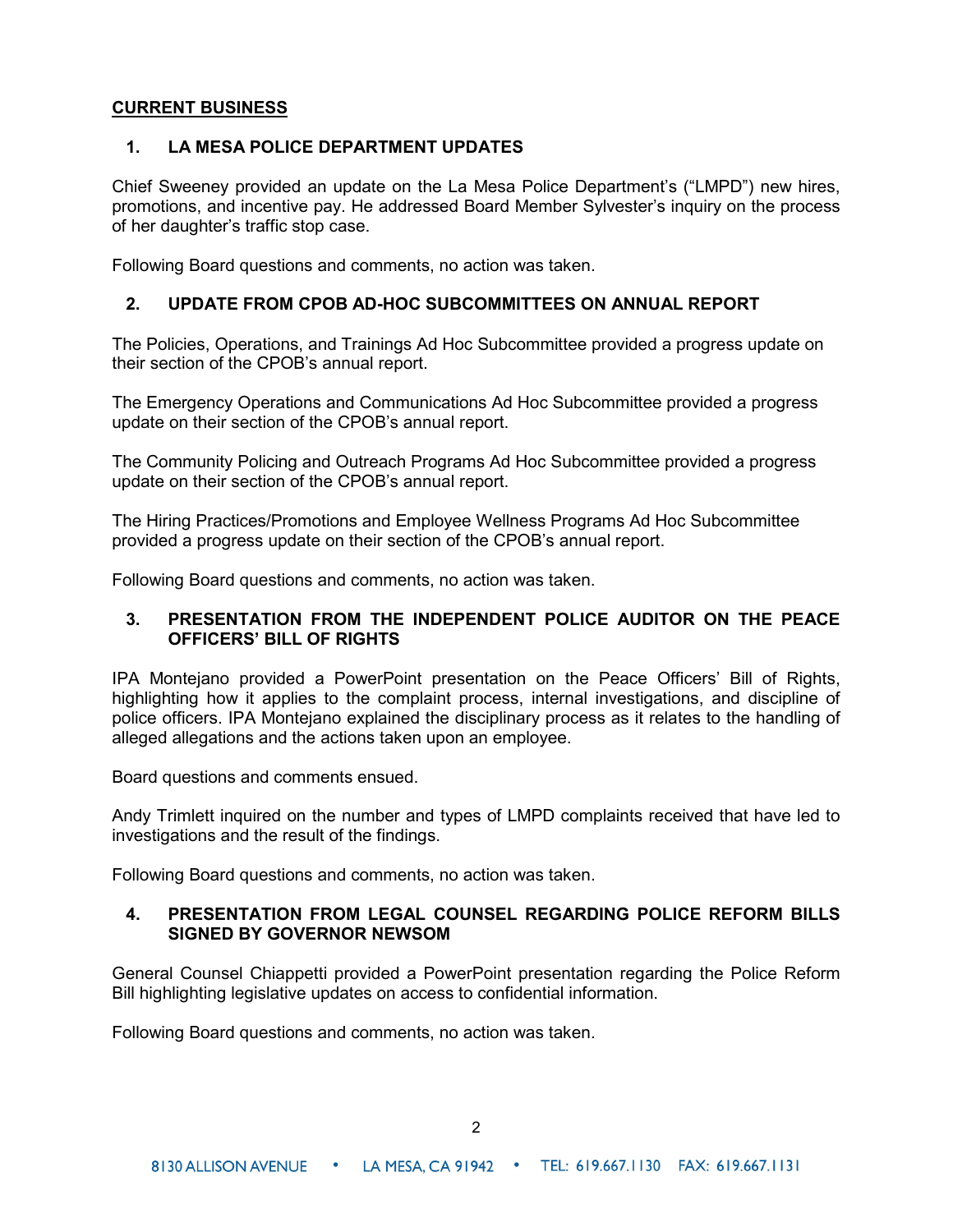## CURRENT BUSINESS

### 1. LA MESA POLICE DEPARTMENT UPDATES

Chief Sweeney provided an update on the La Mesa Police Department's ("LMPD") new hires, promotions, and incentive pay. He addressed Board Member Sylvester's inquiry on the process of her daughter's traffic stop case.

Following Board questions and comments, no action was taken.

### 2. UPDATE FROM CPOB AD-HOC SUBCOMMITTEES ON ANNUAL REPORT

The Policies, Operations, and Trainings Ad Hoc Subcommittee provided a progress update on their section of the CPOB's annual report.

The Emergency Operations and Communications Ad Hoc Subcommittee provided a progress update on their section of the CPOB's annual report.

The Community Policing and Outreach Programs Ad Hoc Subcommittee provided a progress update on their section of the CPOB's annual report.

The Hiring Practices/Promotions and Employee Wellness Programs Ad Hoc Subcommittee provided a progress update on their section of the CPOB's annual report.

Following Board questions and comments, no action was taken.

### 3. PRESENTATION FROM THE INDEPENDENT POLICE AUDITOR ON THE PEACE OFFICERS' BILL OF RIGHTS

IPA Montejano provided a PowerPoint presentation on the Peace Officers' Bill of Rights, highlighting how it applies to the complaint process, internal investigations, and discipline of police officers. IPA Montejano explained the disciplinary process as it relates to the handling of alleged allegations and the actions taken upon an employee.

Board questions and comments ensued.

Andy Trimlett inquired on the number and types of LMPD complaints received that have led to investigations and the result of the findings.

Following Board questions and comments, no action was taken.

### 4. PRESENTATION FROM LEGAL COUNSEL REGARDING POLICE REFORM BILLS SIGNED BY GOVERNOR NEWSOM

General Counsel Chiappetti provided a PowerPoint presentation regarding the Police Reform Bill highlighting legislative updates on access to confidential information.

Following Board questions and comments, no action was taken.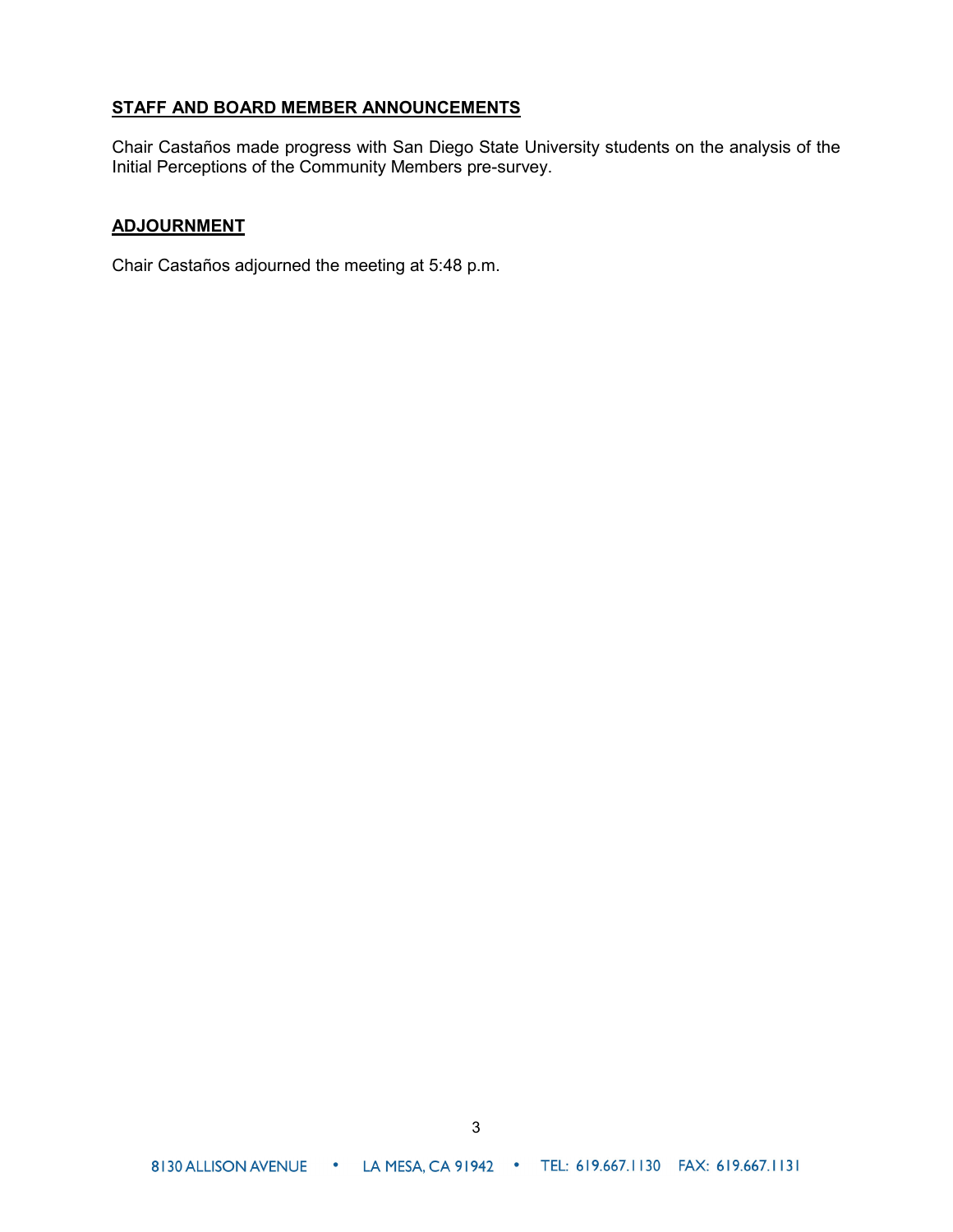**STAFF AND BOARD MEMBER ANNOUNCEMENTS**

Chair Castaños made progress with San Diego State University students on the analysis of the Initial Perceptions of the Community Members pre-survey.

**ADJOURNMENT**

Chair Castaños adjourned the meeting at 5:48 p.m.